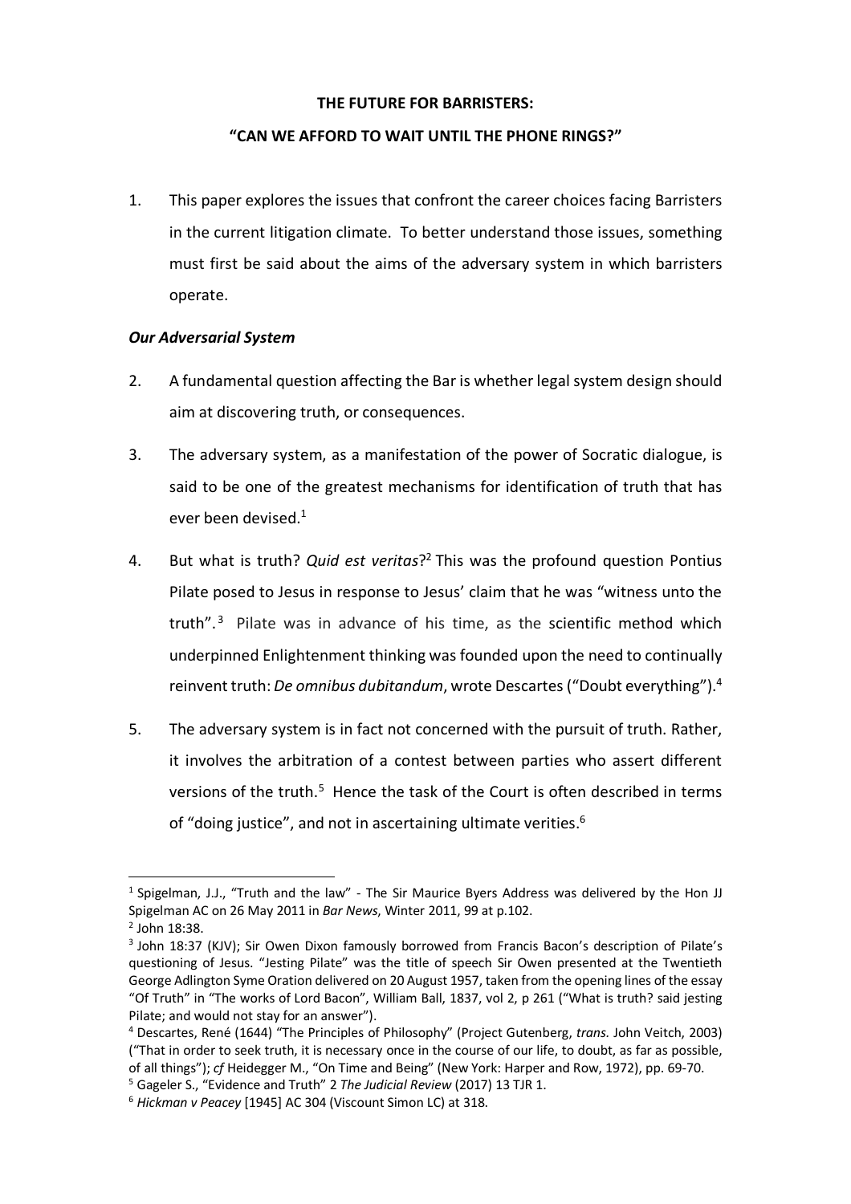**THE FUTURE FOR BARRISTERS:**

**"CAN WE AFFORD TO WAIT UNTIL THE PHONE RINGS?"**

1. This paper explores the issues that confront the career choices facing Barristers in the current litigation climate. To better understand those issues, something must first be said about the aims of the adversary system in which barristers operate.

***Our Adversarial System***

2. A fundamental question affecting the Bar is whether legal system design should aim at discovering truth, or consequences.

3. The adversary system, as a manifestation of the power of Socratic dialogue, is said to be one of the greatest mechanisms for identification of truth that has ever been devised.[1]

4. But what is truth? *Quid est veritas*?[2] This was the profound question Pontius Pilate posed to Jesus in response to Jesus' claim that he was "witness unto the truth".[3] Pilate was in advance of his time, as the scientific method which underpinned Enlightenment thinking was founded upon the need to continually reinvent truth: *De omnibus dubitandum*, wrote Descartes ("Doubt everything").[4]

5. The adversary system is in fact not concerned with the pursuit of truth. Rather, it involves the arbitration of a contest between parties who assert different versions of the truth.[5] Hence the task of the Court is often described in terms of "doing justice", and not in ascertaining ultimate verities.[6]

---

[1] Spigelman, J.J., "Truth and the law" - The Sir Maurice Byers Address was delivered by the Hon JJ Spigelman AC on 26 May 2011 in *Bar News*, Winter 2011, 99 at p.102.

[2] John 18:38.

[3] John 18:37 (KJV); Sir Owen Dixon famously borrowed from Francis Bacon's description of Pilate's questioning of Jesus. "Jesting Pilate" was the title of speech Sir Owen presented at the Twentieth George Adlington Syme Oration delivered on 20 August 1957, taken from the opening lines of the essay "Of Truth" in "The works of Lord Bacon", William Ball, 1837, vol 2, p 261 ("What is truth? said jesting Pilate; and would not stay for an answer").

[4] Descartes, René (1644) "The Principles of Philosophy" (Project Gutenberg, *trans.* John Veitch, 2003) ("That in order to seek truth, it is necessary once in the course of our life, to doubt, as far as possible, of all things"); *cf* Heidegger M., "On Time and Being" (New York: Harper and Row, 1972), pp. 69-70.

[5] Gageler S., "Evidence and Truth" 2 *The Judicial Review* (2017) 13 TJR 1.

[6] *Hickman v Peacey* [1945] AC 304 (Viscount Simon LC) at 318.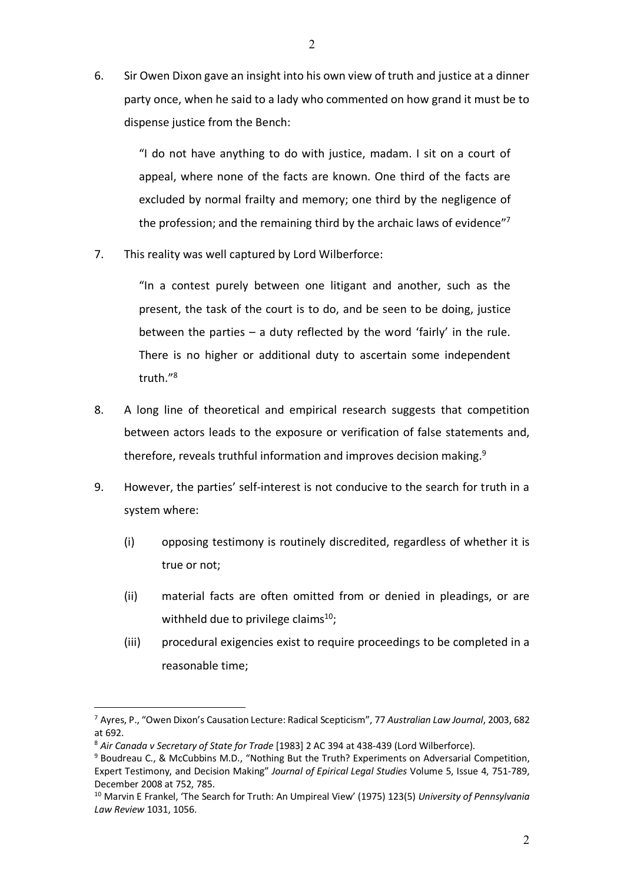6. Sir Owen Dixon gave an insight into his own view of truth and justice at a dinner party once, when he said to a lady who commented on how grand it must be to dispense justice from the Bench:

   > "I do not have anything to do with justice, madam. I sit on a court of appeal, where none of the facts are known. One third of the facts are excluded by normal frailty and memory; one third by the negligence of the profession; and the remaining third by the archaic laws of evidence"[7]

7. This reality was well captured by Lord Wilberforce:

   > "In a contest purely between one litigant and another, such as the present, the task of the court is to do, and be seen to be doing, justice between the parties – a duty reflected by the word 'fairly' in the rule. There is no higher or additional duty to ascertain some independent truth."[8]

8. A long line of theoretical and empirical research suggests that competition between actors leads to the exposure or verification of false statements and, therefore, reveals truthful information and improves decision making.[9]

9. However, the parties' self-interest is not conducive to the search for truth in a system where:

   (i) opposing testimony is routinely discredited, regardless of whether it is true or not;

   (ii) material facts are often omitted from or denied in pleadings, or are withheld due to privilege claims[10];

   (iii) procedural exigencies exist to require proceedings to be completed in a reasonable time;

---

[7] Ayres, P., "Owen Dixon's Causation Lecture: Radical Scepticism", 77 *Australian Law Journal*, 2003, 682 at 692.

[8] *Air Canada v Secretary of State for Trade* [1983] 2 AC 394 at 438-439 (Lord Wilberforce).

[9] Boudreau C., & McCubbins M.D., "Nothing But the Truth? Experiments on Adversarial Competition, Expert Testimony, and Decision Making" *Journal of Epirical Legal Studies* Volume 5, Issue 4, 751-789, December 2008 at 752, 785.

[10] Marvin E Frankel, 'The Search for Truth: An Umpireal View' (1975) 123(5) *University of Pennsylvania Law Review* 1031, 1056.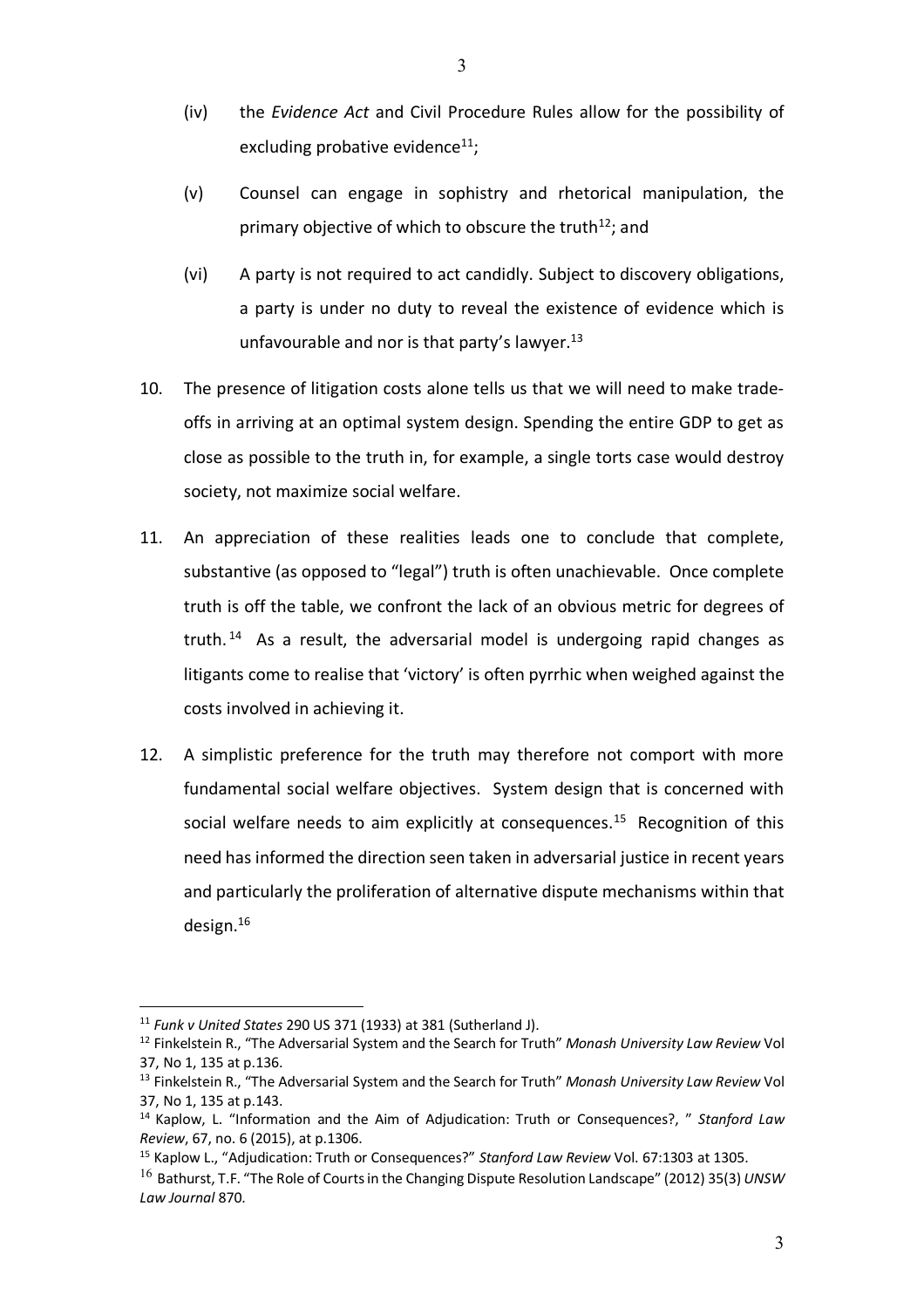(iv) the *Evidence Act* and Civil Procedure Rules allow for the possibility of excluding probative evidence[11];

(v) Counsel can engage in sophistry and rhetorical manipulation, the primary objective of which to obscure the truth[12]; and

(vi) A party is not required to act candidly. Subject to discovery obligations, a party is under no duty to reveal the existence of evidence which is unfavourable and nor is that party's lawyer.[13]

10. The presence of litigation costs alone tells us that we will need to make trade-offs in arriving at an optimal system design. Spending the entire GDP to get as close as possible to the truth in, for example, a single torts case would destroy society, not maximize social welfare.

11. An appreciation of these realities leads one to conclude that complete, substantive (as opposed to "legal") truth is often unachievable. Once complete truth is off the table, we confront the lack of an obvious metric for degrees of truth.[14] As a result, the adversarial model is undergoing rapid changes as litigants come to realise that 'victory' is often pyrrhic when weighed against the costs involved in achieving it.

12. A simplistic preference for the truth may therefore not comport with more fundamental social welfare objectives. System design that is concerned with social welfare needs to aim explicitly at consequences.[15] Recognition of this need has informed the direction seen taken in adversarial justice in recent years and particularly the proliferation of alternative dispute mechanisms within that design.[16]

---

[11] *Funk v United States* 290 US 371 (1933) at 381 (Sutherland J).

[12] Finkelstein R., "The Adversarial System and the Search for Truth" *Monash University Law Review* Vol 37, No 1, 135 at p.136.

[13] Finkelstein R., "The Adversarial System and the Search for Truth" *Monash University Law Review* Vol 37, No 1, 135 at p.143.

[14] Kaplow, L. "Information and the Aim of Adjudication: Truth or Consequences?, " *Stanford Law Review*, 67, no. 6 (2015), at p.1306.

[15] Kaplow L., "Adjudication: Truth or Consequences?" *Stanford Law Review* Vol. 67:1303 at 1305.

[16] Bathurst, T.F. "The Role of Courts in the Changing Dispute Resolution Landscape" (2012) 35(3) *UNSW Law Journal* 870.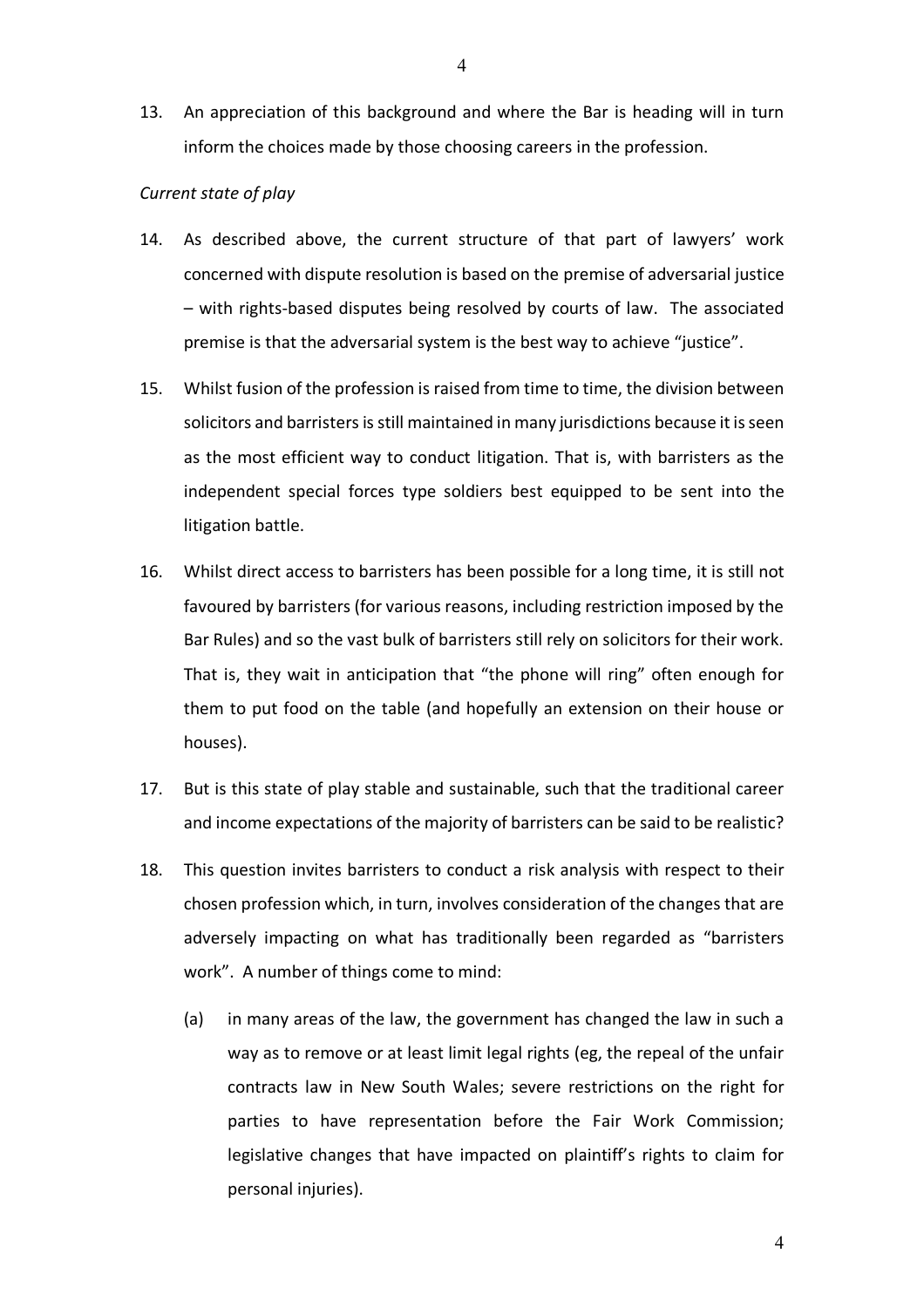13. An appreciation of this background and where the Bar is heading will in turn inform the choices made by those choosing careers in the profession.

*Current state of play*

14. As described above, the current structure of that part of lawyers' work concerned with dispute resolution is based on the premise of adversarial justice – with rights-based disputes being resolved by courts of law. The associated premise is that the adversarial system is the best way to achieve "justice".

15. Whilst fusion of the profession is raised from time to time, the division between solicitors and barristers is still maintained in many jurisdictions because it is seen as the most efficient way to conduct litigation. That is, with barristers as the independent special forces type soldiers best equipped to be sent into the litigation battle.

16. Whilst direct access to barristers has been possible for a long time, it is still not favoured by barristers (for various reasons, including restriction imposed by the Bar Rules) and so the vast bulk of barristers still rely on solicitors for their work. That is, they wait in anticipation that "the phone will ring" often enough for them to put food on the table (and hopefully an extension on their house or houses).

17. But is this state of play stable and sustainable, such that the traditional career and income expectations of the majority of barristers can be said to be realistic?

18. This question invites barristers to conduct a risk analysis with respect to their chosen profession which, in turn, involves consideration of the changes that are adversely impacting on what has traditionally been regarded as "barristers work". A number of things come to mind:

    (a) in many areas of the law, the government has changed the law in such a way as to remove or at least limit legal rights (eg, the repeal of the unfair contracts law in New South Wales; severe restrictions on the right for parties to have representation before the Fair Work Commission; legislative changes that have impacted on plaintiff's rights to claim for personal injuries).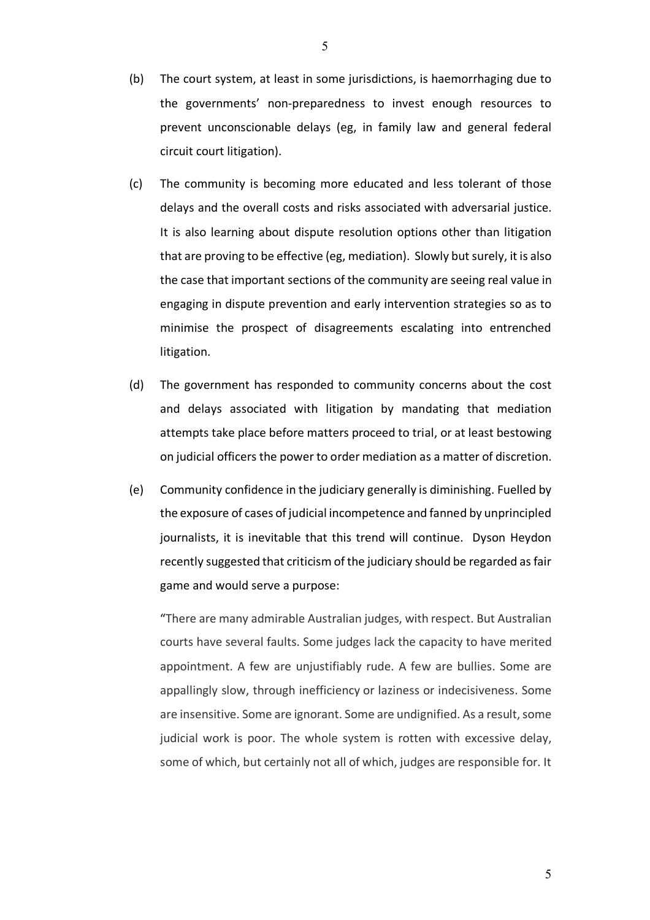(b) The court system, at least in some jurisdictions, is haemorrhaging due to the governments' non-preparedness to invest enough resources to prevent unconscionable delays (eg, in family law and general federal circuit court litigation).

(c) The community is becoming more educated and less tolerant of those delays and the overall costs and risks associated with adversarial justice. It is also learning about dispute resolution options other than litigation that are proving to be effective (eg, mediation). Slowly but surely, it is also the case that important sections of the community are seeing real value in engaging in dispute prevention and early intervention strategies so as to minimise the prospect of disagreements escalating into entrenched litigation.

(d) The government has responded to community concerns about the cost and delays associated with litigation by mandating that mediation attempts take place before matters proceed to trial, or at least bestowing on judicial officers the power to order mediation as a matter of discretion.

(e) Community confidence in the judiciary generally is diminishing. Fuelled by the exposure of cases of judicial incompetence and fanned by unprincipled journalists, it is inevitable that this trend will continue. Dyson Heydon recently suggested that criticism of the judiciary should be regarded as fair game and would serve a purpose:

"There are many admirable Australian judges, with respect. But Australian courts have several faults. Some judges lack the capacity to have merited appointment. A few are unjustifiably rude. A few are bullies. Some are appallingly slow, through inefficiency or laziness or indecisiveness. Some are insensitive. Some are ignorant. Some are undignified. As a result, some judicial work is poor. The whole system is rotten with excessive delay, some of which, but certainly not all of which, judges are responsible for. It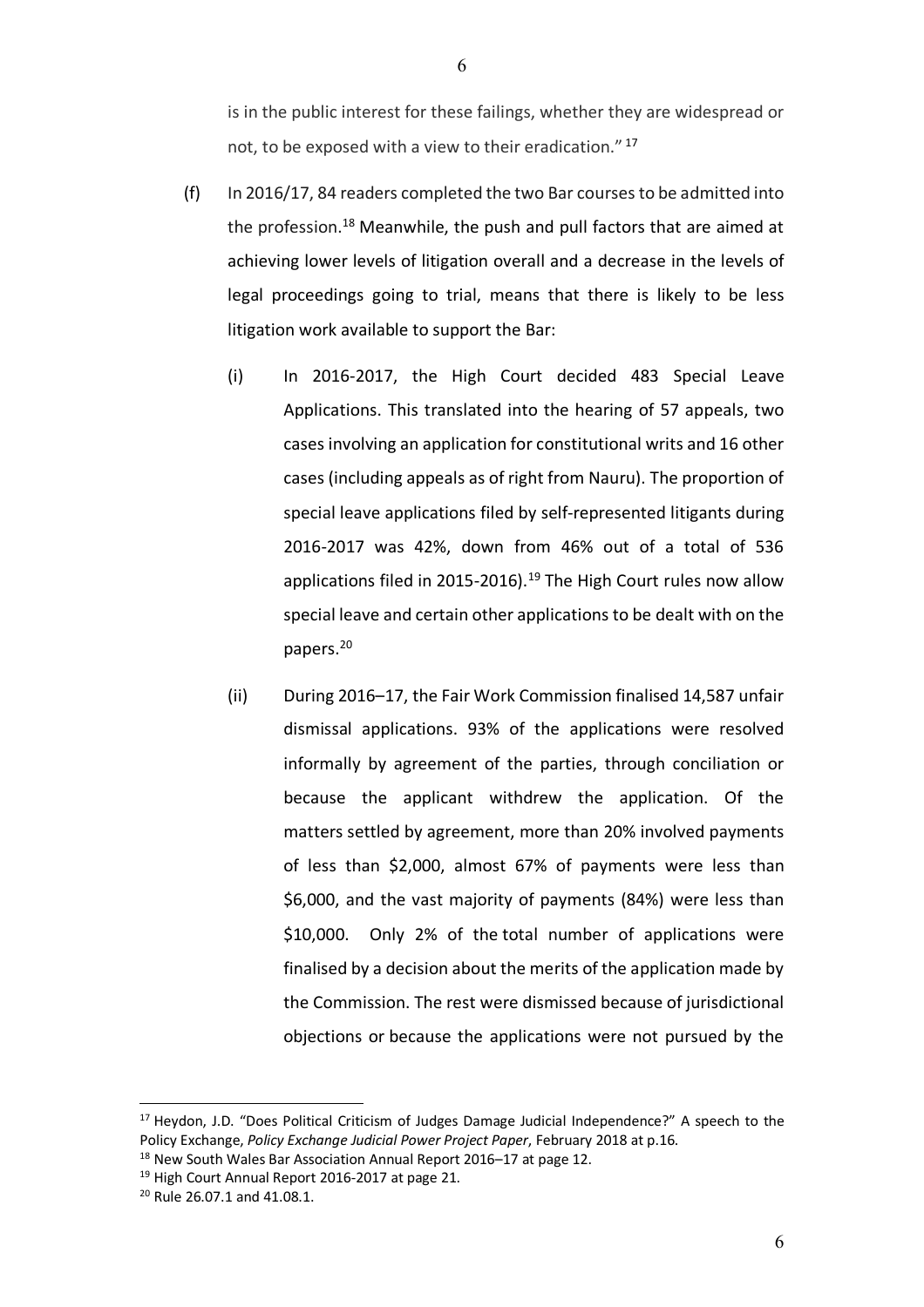is in the public interest for these failings, whether they are widespread or not, to be exposed with a view to their eradication." [17]

(f) In 2016/17, 84 readers completed the two Bar courses to be admitted into the profession.[18] Meanwhile, the push and pull factors that are aimed at achieving lower levels of litigation overall and a decrease in the levels of legal proceedings going to trial, means that there is likely to be less litigation work available to support the Bar:

(i) In 2016-2017, the High Court decided 483 Special Leave Applications. This translated into the hearing of 57 appeals, two cases involving an application for constitutional writs and 16 other cases (including appeals as of right from Nauru). The proportion of special leave applications filed by self-represented litigants during 2016-2017 was 42%, down from 46% out of a total of 536 applications filed in 2015-2016).[19] The High Court rules now allow special leave and certain other applications to be dealt with on the papers.[20]

(ii) During 2016–17, the Fair Work Commission finalised 14,587 unfair dismissal applications. 93% of the applications were resolved informally by agreement of the parties, through conciliation or because the applicant withdrew the application. Of the matters settled by agreement, more than 20% involved payments of less than \$2,000, almost 67% of payments were less than \$6,000, and the vast majority of payments (84%) were less than \$10,000. Only 2% of the total number of applications were finalised by a decision about the merits of the application made by the Commission. The rest were dismissed because of jurisdictional objections or because the applications were not pursued by the

---

[17] Heydon, J.D. "Does Political Criticism of Judges Damage Judicial Independence?" A speech to the Policy Exchange, *Policy Exchange Judicial Power Project Paper*, February 2018 at p.16.

[18] New South Wales Bar Association Annual Report 2016–17 at page 12.

[19] High Court Annual Report 2016-2017 at page 21.

[20] Rule 26.07.1 and 41.08.1.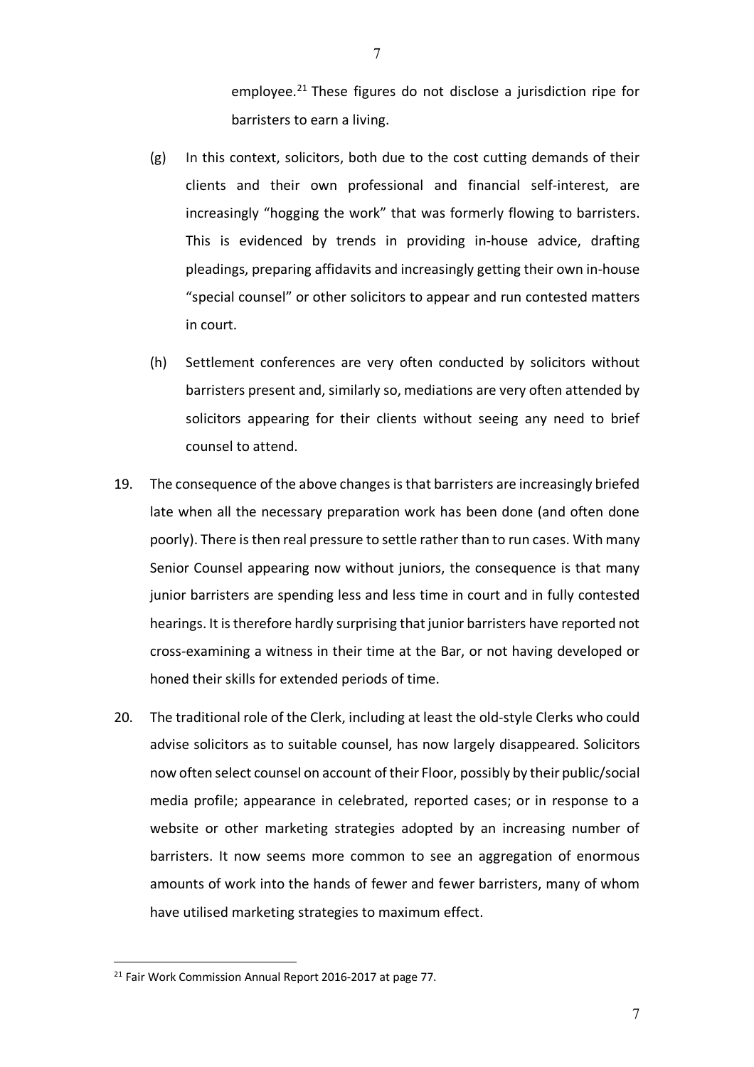employee.[21] These figures do not disclose a jurisdiction ripe for barristers to earn a living.

(g) In this context, solicitors, both due to the cost cutting demands of their clients and their own professional and financial self-interest, are increasingly "hogging the work" that was formerly flowing to barristers. This is evidenced by trends in providing in-house advice, drafting pleadings, preparing affidavits and increasingly getting their own in-house "special counsel" or other solicitors to appear and run contested matters in court.

(h) Settlement conferences are very often conducted by solicitors without barristers present and, similarly so, mediations are very often attended by solicitors appearing for their clients without seeing any need to brief counsel to attend.

19. The consequence of the above changes is that barristers are increasingly briefed late when all the necessary preparation work has been done (and often done poorly). There is then real pressure to settle rather than to run cases. With many Senior Counsel appearing now without juniors, the consequence is that many junior barristers are spending less and less time in court and in fully contested hearings. It is therefore hardly surprising that junior barristers have reported not cross-examining a witness in their time at the Bar, or not having developed or honed their skills for extended periods of time.

20. The traditional role of the Clerk, including at least the old-style Clerks who could advise solicitors as to suitable counsel, has now largely disappeared. Solicitors now often select counsel on account of their Floor, possibly by their public/social media profile; appearance in celebrated, reported cases; or in response to a website or other marketing strategies adopted by an increasing number of barristers. It now seems more common to see an aggregation of enormous amounts of work into the hands of fewer and fewer barristers, many of whom have utilised marketing strategies to maximum effect.

---

[21] Fair Work Commission Annual Report 2016-2017 at page 77.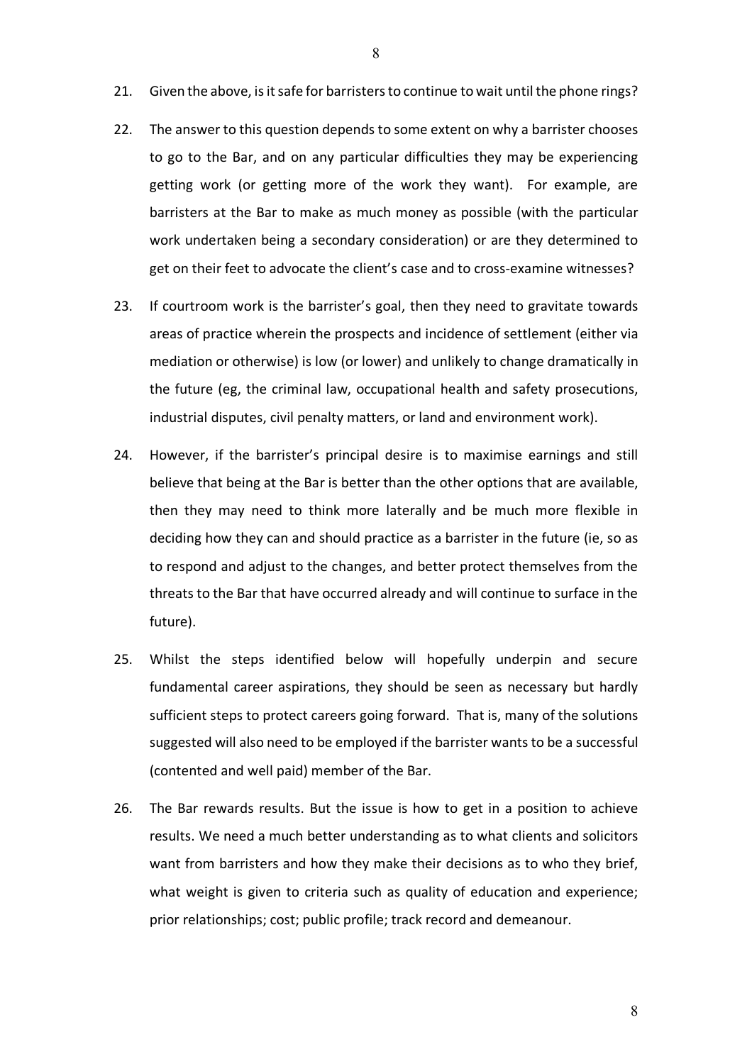21. Given the above, is it safe for barristers to continue to wait until the phone rings?

22. The answer to this question depends to some extent on why a barrister chooses to go to the Bar, and on any particular difficulties they may be experiencing getting work (or getting more of the work they want). For example, are barristers at the Bar to make as much money as possible (with the particular work undertaken being a secondary consideration) or are they determined to get on their feet to advocate the client's case and to cross-examine witnesses?

23. If courtroom work is the barrister's goal, then they need to gravitate towards areas of practice wherein the prospects and incidence of settlement (either via mediation or otherwise) is low (or lower) and unlikely to change dramatically in the future (eg, the criminal law, occupational health and safety prosecutions, industrial disputes, civil penalty matters, or land and environment work).

24. However, if the barrister's principal desire is to maximise earnings and still believe that being at the Bar is better than the other options that are available, then they may need to think more laterally and be much more flexible in deciding how they can and should practice as a barrister in the future (ie, so as to respond and adjust to the changes, and better protect themselves from the threats to the Bar that have occurred already and will continue to surface in the future).

25. Whilst the steps identified below will hopefully underpin and secure fundamental career aspirations, they should be seen as necessary but hardly sufficient steps to protect careers going forward. That is, many of the solutions suggested will also need to be employed if the barrister wants to be a successful (contented and well paid) member of the Bar.

26. The Bar rewards results. But the issue is how to get in a position to achieve results. We need a much better understanding as to what clients and solicitors want from barristers and how they make their decisions as to who they brief, what weight is given to criteria such as quality of education and experience; prior relationships; cost; public profile; track record and demeanour.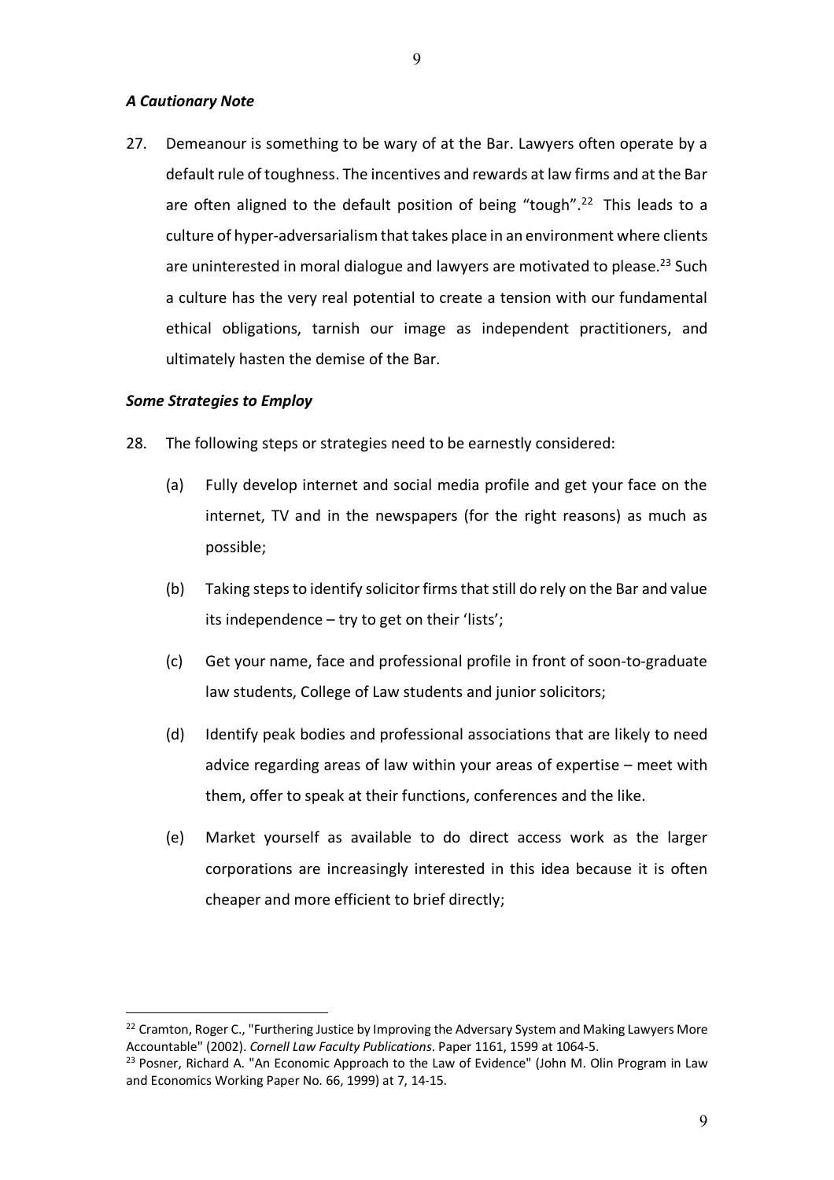### *A Cautionary Note*

27. Demeanour is something to be wary of at the Bar. Lawyers often operate by a default rule of toughness. The incentives and rewards at law firms and at the Bar are often aligned to the default position of being "tough".[22] This leads to a culture of hyper-adversarialism that takes place in an environment where clients are uninterested in moral dialogue and lawyers are motivated to please.[23] Such a culture has the very real potential to create a tension with our fundamental ethical obligations, tarnish our image as independent practitioners, and ultimately hasten the demise of the Bar.

### *Some Strategies to Employ*

28. The following steps or strategies need to be earnestly considered:

    (a) Fully develop internet and social media profile and get your face on the internet, TV and in the newspapers (for the right reasons) as much as possible;

    (b) Taking steps to identify solicitor firms that still do rely on the Bar and value its independence – try to get on their 'lists';

    (c) Get your name, face and professional profile in front of soon-to-graduate law students, College of Law students and junior solicitors;

    (d) Identify peak bodies and professional associations that are likely to need advice regarding areas of law within your areas of expertise – meet with them, offer to speak at their functions, conferences and the like.

    (e) Market yourself as available to do direct access work as the larger corporations are increasingly interested in this idea because it is often cheaper and more efficient to brief directly;

---

[22] Cramton, Roger C., "Furthering Justice by Improving the Adversary System and Making Lawyers More Accountable" (2002). *Cornell Law Faculty Publications*. Paper 1161, 1599 at 1064-5.

[23] Posner, Richard A. "An Economic Approach to the Law of Evidence" (John M. Olin Program in Law and Economics Working Paper No. 66, 1999) at 7, 14-15.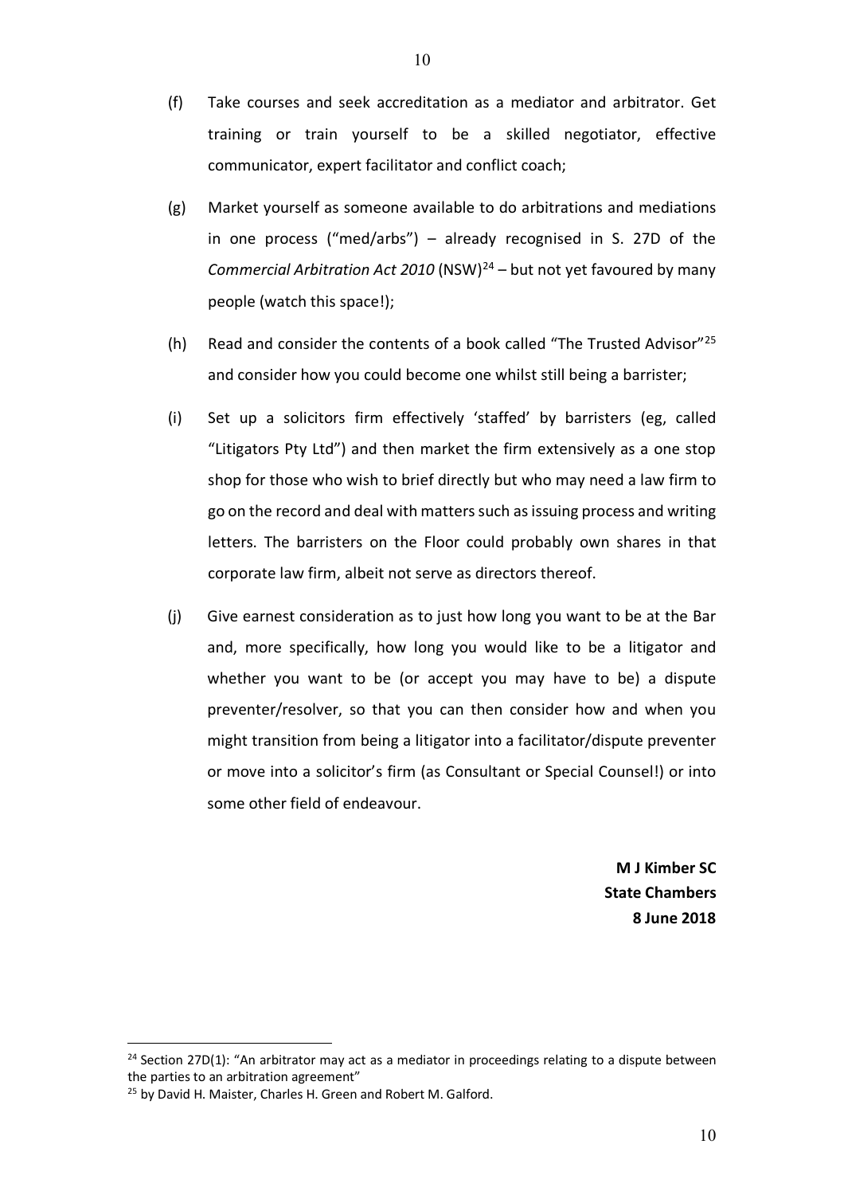(f) Take courses and seek accreditation as a mediator and arbitrator. Get training or train yourself to be a skilled negotiator, effective communicator, expert facilitator and conflict coach;

(g) Market yourself as someone available to do arbitrations and mediations in one process ("med/arbs") – already recognised in S. 27D of the *Commercial Arbitration Act 2010* (NSW)[24] – but not yet favoured by many people (watch this space!);

(h) Read and consider the contents of a book called "The Trusted Advisor"[25] and consider how you could become one whilst still being a barrister;

(i) Set up a solicitors firm effectively 'staffed' by barristers (eg, called "Litigators Pty Ltd") and then market the firm extensively as a one stop shop for those who wish to brief directly but who may need a law firm to go on the record and deal with matters such as issuing process and writing letters. The barristers on the Floor could probably own shares in that corporate law firm, albeit not serve as directors thereof.

(j) Give earnest consideration as to just how long you want to be at the Bar and, more specifically, how long you would like to be a litigator and whether you want to be (or accept you may have to be) a dispute preventer/resolver, so that you can then consider how and when you might transition from being a litigator into a facilitator/dispute preventer or move into a solicitor's firm (as Consultant or Special Counsel!) or into some other field of endeavour.

**M J Kimber SC**
**State Chambers**
**8 June 2018**

---

[24] Section 27D(1): "An arbitrator may act as a mediator in proceedings relating to a dispute between the parties to an arbitration agreement"

[25] by David H. Maister, Charles H. Green and Robert M. Galford.